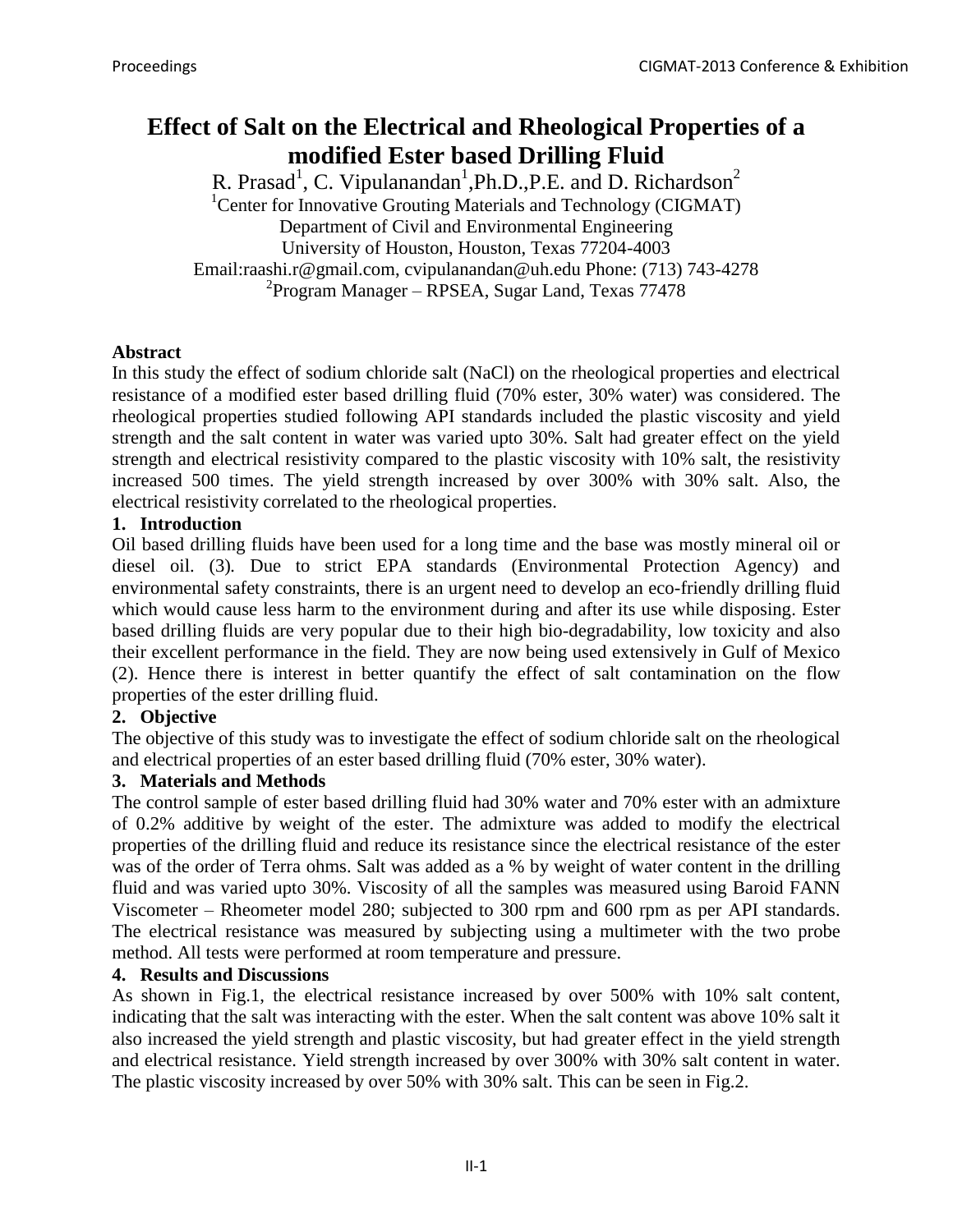# Effect of Salt on the Electrical and Rheological Properties of a modified Ester based Drilling Fluid

R. Prasad[1], C. Vipulanandan[1],Ph.D.,P.E. and D. Richardson[2]

[1]Center for Innovative Grouting Materials and Technology (CIGMAT)
Department of Civil and Environmental Engineering
University of Houston, Houston, Texas 77204-4003
Email:raashi.r@gmail.com, cvipulanandan@uh.edu Phone: (713) 743-4278
[2]Program Manager – RPSEA, Sugar Land, Texas 77478

**Abstract**

In this study the effect of sodium chloride salt (NaCl) on the rheological properties and electrical resistance of a modified ester based drilling fluid (70% ester, 30% water) was considered. The rheological properties studied following API standards included the plastic viscosity and yield strength and the salt content in water was varied upto 30%. Salt had greater effect on the yield strength and electrical resistivity compared to the plastic viscosity with 10% salt, the resistivity increased 500 times. The yield strength increased by over 300% with 30% salt. Also, the electrical resistivity correlated to the rheological properties.

## 1. Introduction

Oil based drilling fluids have been used for a long time and the base was mostly mineral oil or diesel oil. (3). Due to strict EPA standards (Environmental Protection Agency) and environmental safety constraints, there is an urgent need to develop an eco-friendly drilling fluid which would cause less harm to the environment during and after its use while disposing. Ester based drilling fluids are very popular due to their high bio-degradability, low toxicity and also their excellent performance in the field. They are now being used extensively in Gulf of Mexico (2). Hence there is interest in better quantify the effect of salt contamination on the flow properties of the ester drilling fluid.

## 2. Objective

The objective of this study was to investigate the effect of sodium chloride salt on the rheological and electrical properties of an ester based drilling fluid (70% ester, 30% water).

## 3. Materials and Methods

The control sample of ester based drilling fluid had 30% water and 70% ester with an admixture of 0.2% additive by weight of the ester. The admixture was added to modify the electrical properties of the drilling fluid and reduce its resistance since the electrical resistance of the ester was of the order of Terra ohms. Salt was added as a % by weight of water content in the drilling fluid and was varied upto 30%. Viscosity of all the samples was measured using Baroid FANN Viscometer – Rheometer model 280; subjected to 300 rpm and 600 rpm as per API standards. The electrical resistance was measured by subjecting using a multimeter with the two probe method. All tests were performed at room temperature and pressure.

## 4. Results and Discussions

As shown in Fig.1, the electrical resistance increased by over 500% with 10% salt content, indicating that the salt was interacting with the ester. When the salt content was above 10% salt it also increased the yield strength and plastic viscosity, but had greater effect in the yield strength and electrical resistance. Yield strength increased by over 300% with 30% salt content in water. The plastic viscosity increased by over 50% with 30% salt. This can be seen in Fig.2.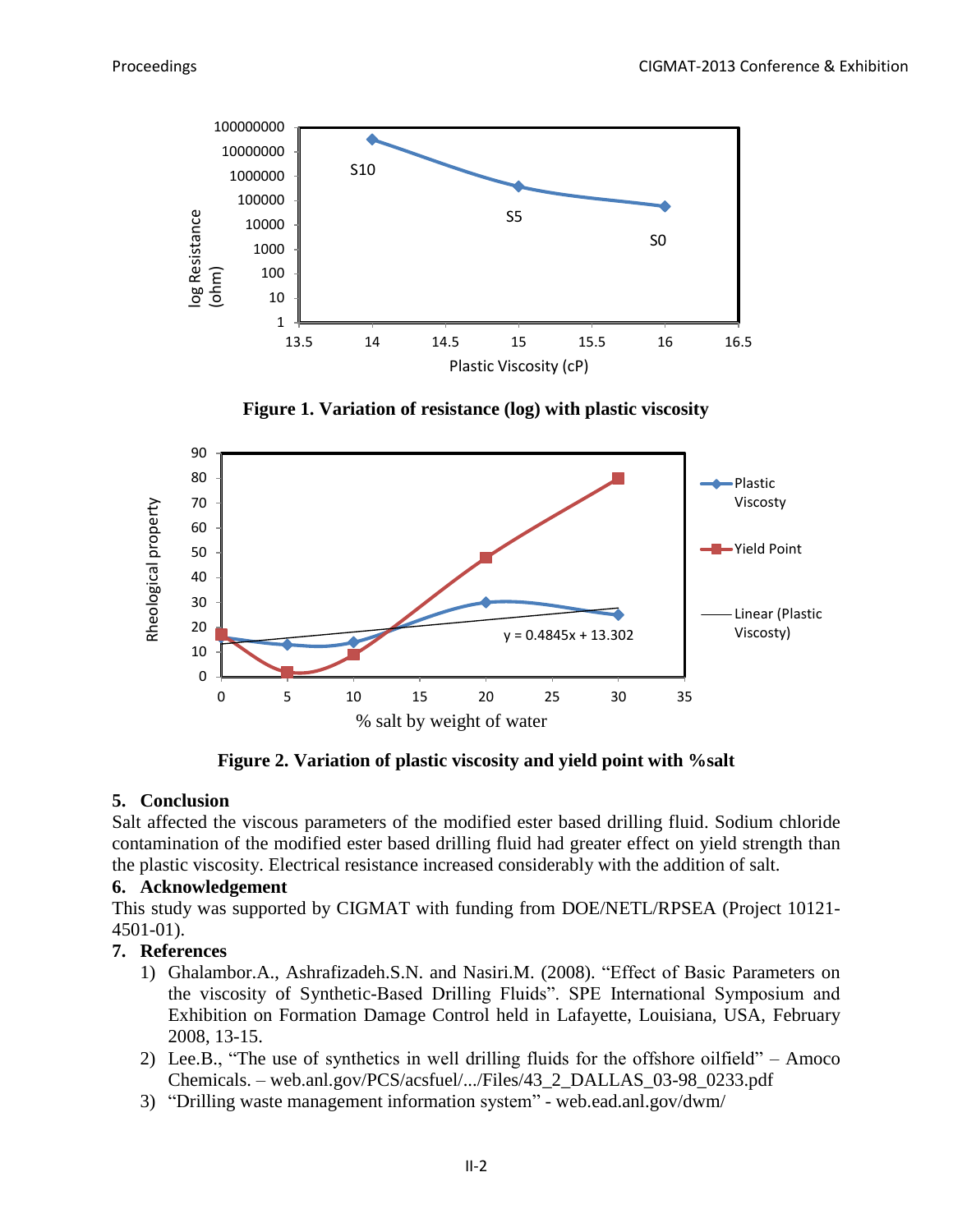100000000
10000000
1000000
100000
10000
1000
100
10
1

log Resistance (ohm)

S10
S5
S0

13.5 14 14.5 15 15.5 16 16.5

Plastic Viscosity (cP)

**Figure 1. Variation of resistance (log) with plastic viscosity**

90
80
70
60
50
40
30
20
10
0

Rheological property

y = 0.4845x + 13.302

0 5 10 15 20 25 30 35

% salt by weight of water

Plastic Viscosty

Yield Point

Linear (Plastic Viscosty)

**Figure 2. Variation of plastic viscosity and yield point with %salt**

## 5. Conclusion

Salt affected the viscous parameters of the modified ester based drilling fluid. Sodium chloride contamination of the modified ester based drilling fluid had greater effect on yield strength than the plastic viscosity. Electrical resistance increased considerably with the addition of salt.

## 6. Acknowledgement

This study was supported by CIGMAT with funding from DOE/NETL/RPSEA (Project 10121-4501-01).

## 7. References

1) Ghalambor.A., Ashrafizadeh.S.N. and Nasiri.M. (2008). "Effect of Basic Parameters on the viscosity of Synthetic-Based Drilling Fluids". SPE International Symposium and Exhibition on Formation Damage Control held in Lafayette, Louisiana, USA, February 2008, 13-15.
2) Lee.B., "The use of synthetics in well drilling fluids for the offshore oilfield" – Amoco Chemicals. – web.anl.gov/PCS/acsfuel/.../Files/43_2_DALLAS_03-98_0233.pdf
3) "Drilling waste management information system" - web.ead.anl.gov/dwm/